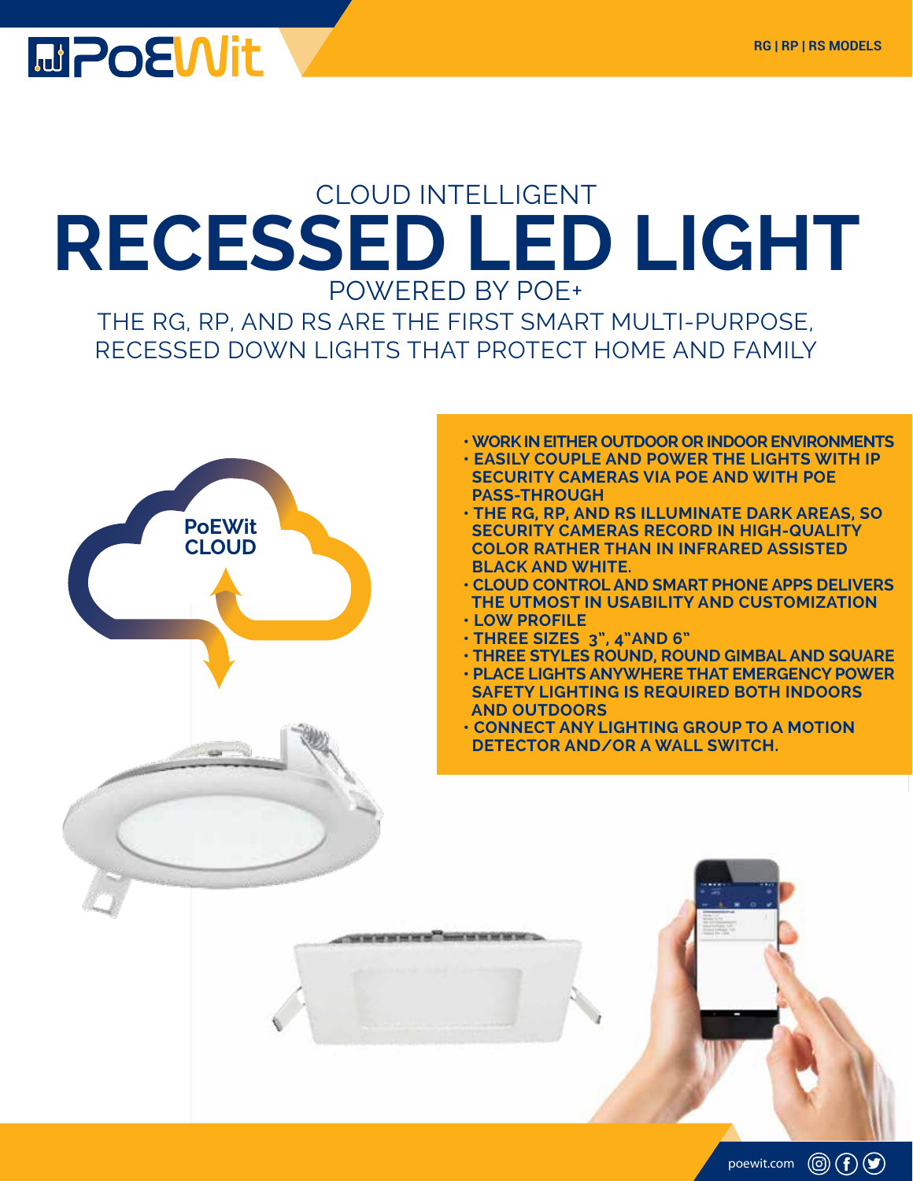CLOUD INTELLIGENT

# RECESSED LED LIGHT

POWERED BY POE+

THE RG, RP, AND RS ARE THE FIRST SMART MULTI-PURPOSE, RECESSED DOWN LIGHTS THAT PROTECT HOME AND FAMILY

PoEWit CLOUD

- WORK IN EITHER OUTDOOR OR INDOOR ENVIRONMENTS
- EASILY COUPLE AND POWER THE LIGHTS WITH IP SECURITY CAMERAS VIA POE AND WITH POE PASS-THROUGH
- THE RG, RP, AND RS ILLUMINATE DARK AREAS, SO SECURITY CAMERAS RECORD IN HIGH-QUALITY COLOR RATHER THAN IN INFRARED ASSISTED BLACK AND WHITE.
- CLOUD CONTROL AND SMART PHONE APPS DELIVERS THE UTMOST IN USABILITY AND CUSTOMIZATION
- LOW PROFILE
- THREE SIZES 3", 4"AND 6"
- THREE STYLES ROUND, ROUND GIMBAL AND SQUARE
- PLACE LIGHTS ANYWHERE THAT EMERGENCY POWER SAFETY LIGHTING IS REQUIRED BOTH INDOORS AND OUTDOORS
- CONNECT ANY LIGHTING GROUP TO A MOTION DETECTOR AND/OR A WALL SWITCH.

poewit.com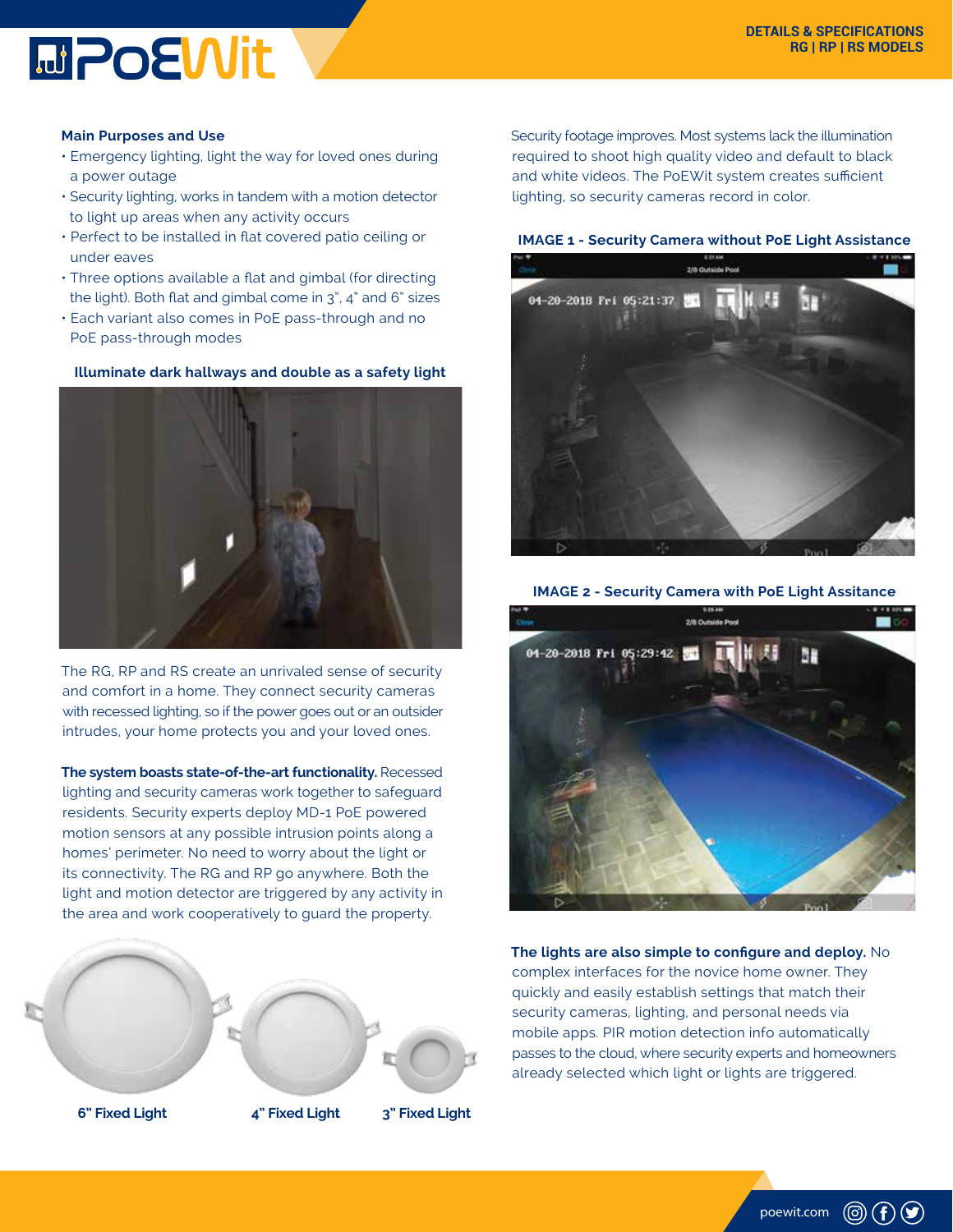#### Main Purposes and Use

- Emergencying lighting, light the way for loved ones during a power outage
- Security lighting, works in tandem with a motion detector to light up areas when any activity occurs
- Perfect to be installed in flat covered patio ceiling or under eaves
- Three options available a flat and gimbal (for directing the light). Both flat and gimbal come in 3", 4" and 6" sizes
- Each variant also comes in PoE pass-through and no PoE pass-through modes

**Illuminate dark hallways and double as a safety light**

The RG, RP and RS create an unrivaled sense of security and comfort in a home. They connect security cameras with recessed lighting, so if the power goes out or an outsider intrudes, your home protects you and your loved ones.

**The system boasts state-of-the-art functionality.** Recessed lighting and security cameras work together to safeguard residents. Security experts deploy MD-1 PoE powered motion sensors at any possible intrusion points along a homes' perimeter. No need to worry about the light or its connectivity. The RG and RP go anywhere. Both the light and motion detector are triggered by any activity in the area and work cooperatively to guard the property.

6" Fixed Light

4" Fixed Light

3" Fixed Light

Security footage improves. Most systems lack the illumination required to shoot high quality video and default to black and white videos. The PoEWit system creates sufficient lighting, so security cameras record in color.

**IMAGE 1 - Security Camera without PoE Light Assistance**

**IMAGE 2 - Security Camera with PoE Light Assistance**

**The lights are also simple to configure and deploy.** No complex interfaces for the novice home owner. They quickly and easily establish settings that match their security cameras, lighting, and personal needs via mobile apps. PIR motion detection info automatically passes to the cloud, where security experts and homeowners already selected which light or lights are triggered.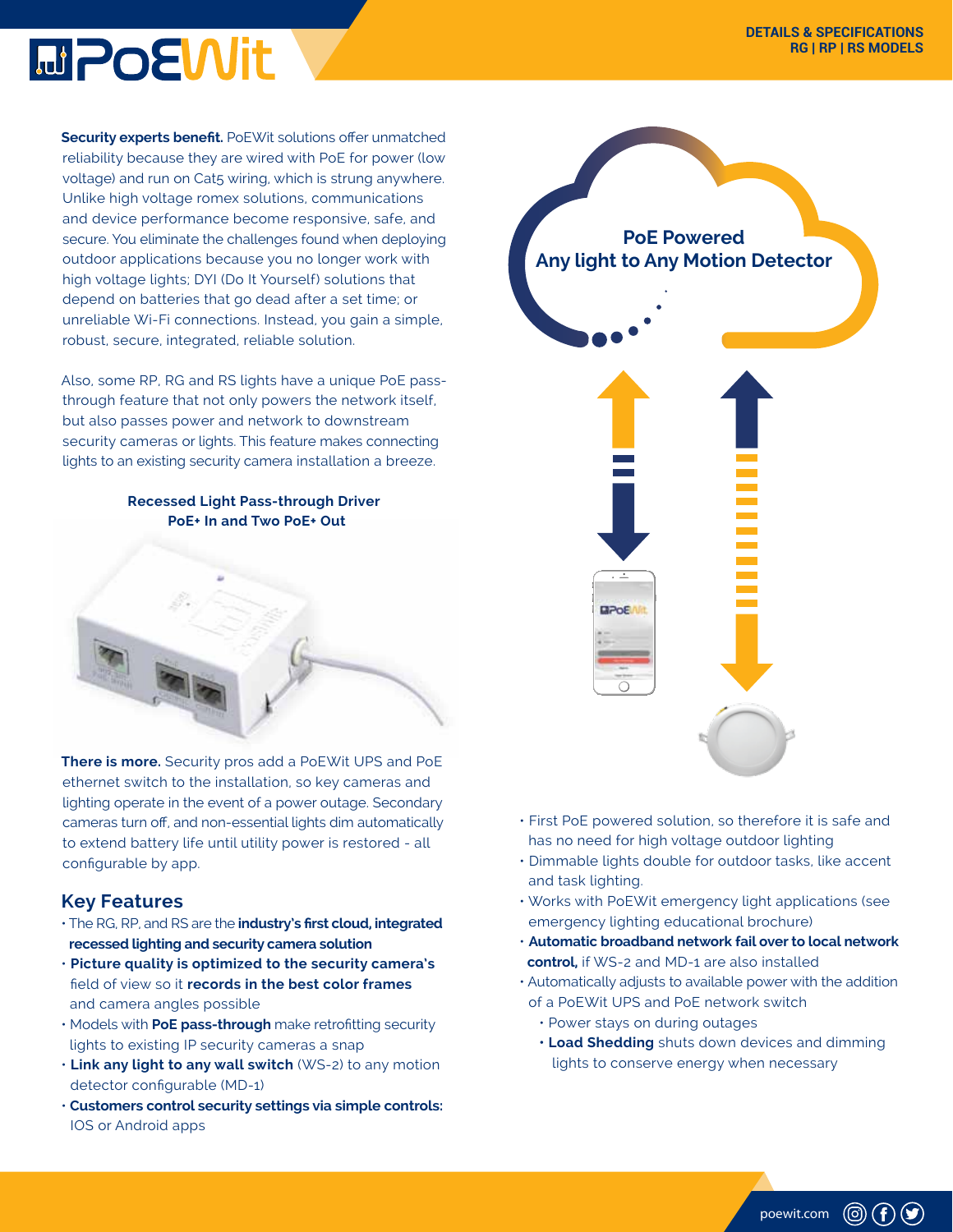**Security experts benefit.** PoEWit solutions offer unmatched reliability because they are wired with PoE for power (low voltage) and run on Cat5 wiring, which is strung anywhere. Unlike high voltage romex solutions, communications and device performance become responsive, safe, and secure. You eliminate the challenges found when deploying outdoor applications because you no longer work with high voltage lights; DYI (Do It Yourself) solutions that depend on batteries that go dead after a set time; or unreliable Wi-Fi connections. Instead, you gain a simple, robust, secure, integrated, reliable solution.

Also, some RP, RG and RS lights have a unique PoE pass-through feature that not only powers the network itself, but also passes power and network to downstream security cameras or lights. This feature makes connecting lights to an existing security camera installation a breeze.

**Recessed Light Pass-through Driver**
**PoE+ In and Two PoE+ Out**

**There is more.** Security pros add a PoEWit UPS and PoE ethernet switch to the installation, so key cameras and lighting operate in the event of a power outage. Secondary cameras turn off, and non-essential lights dim automatically to extend battery life until utility power is restored - all configurable by app.

## Key Features

- The RG, RP, and RS are the **industry's first cloud, integrated recessed lighting and security camera solution**
- **Picture quality is optimized to the security camera's** field of view so it **records in the best color frames** and camera angles possible
- Models with **PoE pass-through** make retrofitting security lights to existing IP security cameras a snap
- **Link any light to any wall switch** (WS-2) to any motion detector configurable (MD-1)
- **Customers control security settings via simple controls:** IOS or Android apps

PoE Powered
Any light to Any Motion Detector

- First PoE powered solution, so therefore it is safe and has no need for high voltage outdoor lighting
- Dimmable lights double for outdoor tasks, like accent and task lighting.
- Works with PoEWit emergency light applications (see emergency lighting educational brochure)
- **Automatic broadband network fail over to local network control,** if WS-2 and MD-1 are also installed
- Automatically adjusts to available power with the addition of a PoEWit UPS and PoE network switch
  - Power stays on during outages
  - **Load Shedding** shuts down devices and dimming lights to conserve energy when necessary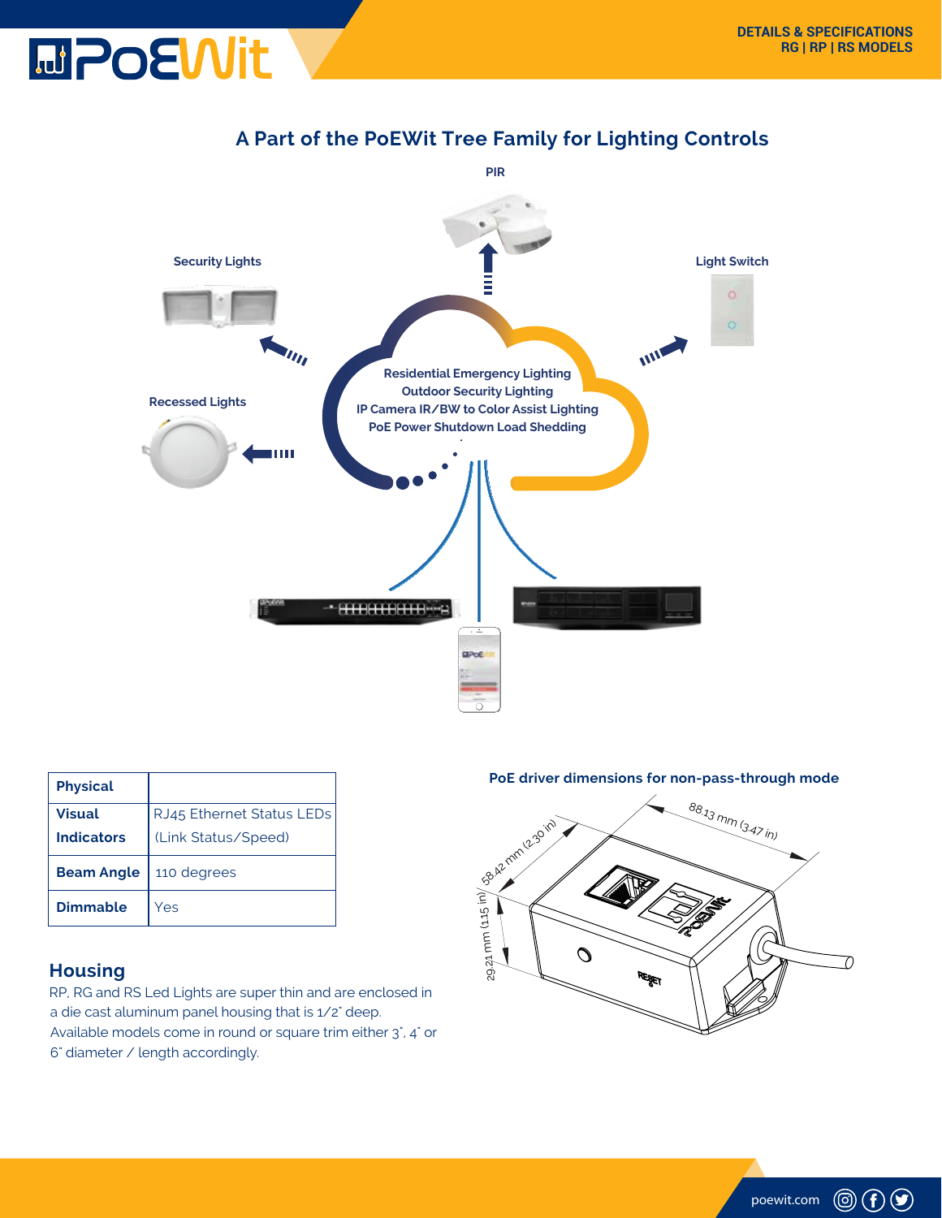DETAILS & SPECIFICATIONS
RG | RP | RS MODELS

## A Part of the PoEWit Tree Family for Lighting Controls

PIR

Security Lights

Light Switch

Recessed Lights

Residential Emergency Lighting
Outdoor Security Lighting
IP Camera IR/BW to Color Assist Lighting
PoE Power Shutdown Load Shedding

| Physical | |
|---|---|
| Visual Indicators | RJ45 Ethernet Status LEDs (Link Status/Speed) |
| Beam Angle | 110 degrees |
| Dimmable | Yes |

### PoE driver dimensions for non-pass-through mode

88.13 mm (3.47 in)

58.42 mm (2.30 in)

29.21 mm (1.15 in)

RESET

## Housing

RP, RG and RS Led Lights are super thin and are enclosed in a die cast aluminum panel housing that is 1/2" deep. Available models come in round or square trim either 3", 4" or 6" diameter / length accordingly.

poewit.com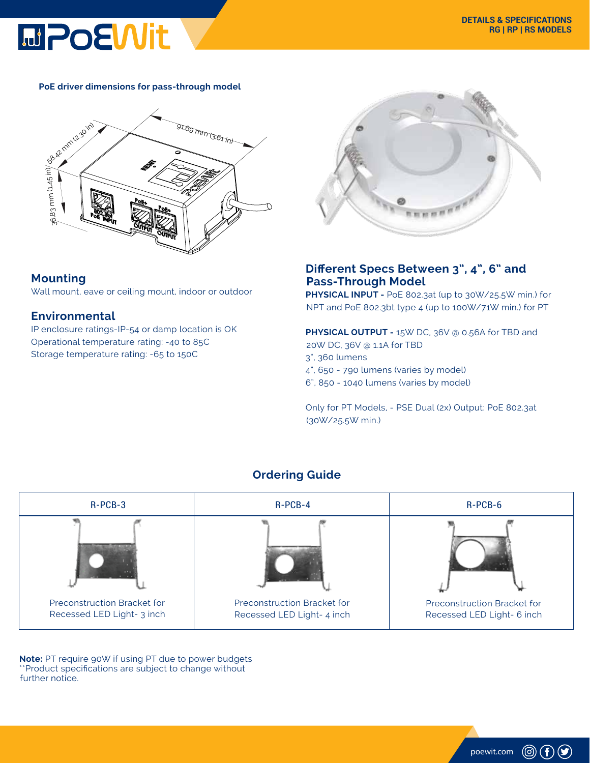PoE driver dimensions for pass-through model

91.69 mm (3.61 in)

58.42 mm (2.30 in)

36.83 mm (1.45 in)

RESET

802.3bt PoE INPUT

PoE+ OUTPUT

PoE+ OUTPUT

## Mounting

Wall mount, eave or ceiling mount, indoor or outdoor

## Environmental

IP enclosure ratings-IP-54 or damp location is OK
Operational temperature rating: -40 to 85C
Storage temperature rating: -65 to 150C

## Different Specs Between 3", 4", 6" and Pass-Through Model

**PHYSICAL INPUT -** PoE 802.3at (up to 30W/25.5W min.) for NPT and PoE 802.3bt type 4 (up to 100W/71W min.) for PT

**PHYSICAL OUTPUT -** 15W DC, 36V @ 0.56A for TBD and 20W DC, 36V @ 1.1A for TBD
3", 360 lumens
4", 650 - 790 lumens (varies by model)
6", 850 - 1040 lumens (varies by model)

Only for PT Models, - PSE Dual (2x) Output: PoE 802.3at (30W/25.5W min.)

## Ordering Guide

| R-PCB-3 | R-PCB-4 | R-PCB-6 |
|---|---|---|
| Preconstruction Bracket for Recessed LED Light- 3 inch | Preconstruction Bracket for Recessed LED Light- 4 inch | Preconstruction Bracket for Recessed LED Light- 6 inch |

**Note:** PT require 90W if using PT due to power budgets
**Product specifications are subject to change without further notice.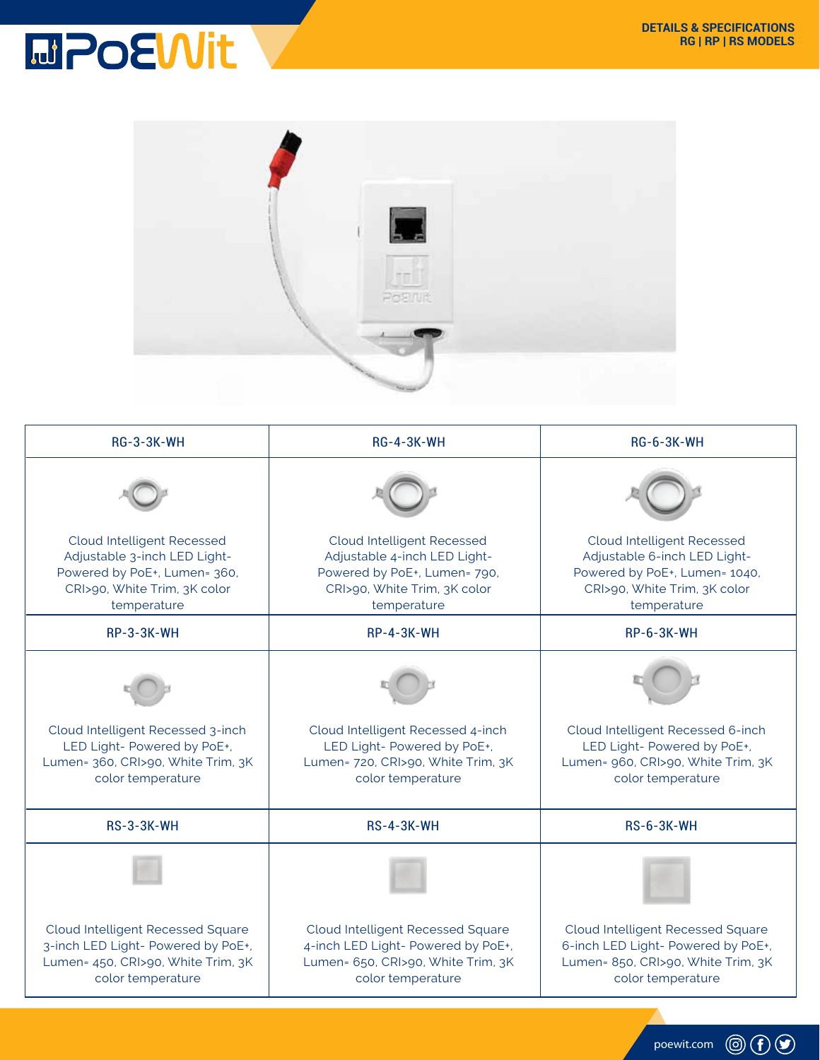**DETAILS & SPECIFICATIONS**
**RG | RP | RS MODELS**

| RG-3-3K-WH | RG-4-3K-WH | RG-6-3K-WH |
|---|---|---|
| Cloud Intelligent Recessed Adjustable 3-inch LED Light- Powered by PoE+, Lumen= 360, CRI>90, White Trim, 3K color temperature | Cloud Intelligent Recessed Adjustable 4-inch LED Light- Powered by PoE+, Lumen= 790, CRI>90, White Trim, 3K color temperature | Cloud Intelligent Recessed Adjustable 6-inch LED Light- Powered by PoE+, Lumen= 1040, CRI>90, White Trim, 3K color temperature |
| **RP-3-3K-WH** | **RP-4-3K-WH** | **RP-6-3K-WH** |
| Cloud Intelligent Recessed 3-inch LED Light- Powered by PoE+, Lumen= 360, CRI>90, White Trim, 3K color temperature | Cloud Intelligent Recessed 4-inch LED Light- Powered by PoE+, Lumen= 720, CRI>90, White Trim, 3K color temperature | Cloud Intelligent Recessed 6-inch LED Light- Powered by PoE+, Lumen= 960, CRI>90, White Trim, 3K color temperature |
| **RS-3-3K-WH** | **RS-4-3K-WH** | **RS-6-3K-WH** |
| Cloud Intelligent Recessed Square 3-inch LED Light- Powered by PoE+, Lumen= 450, CRI>90, White Trim, 3K color temperature | Cloud Intelligent Recessed Square 4-inch LED Light- Powered by PoE+, Lumen= 650, CRI>90, White Trim, 3K color temperature | Cloud Intelligent Recessed Square 6-inch LED Light- Powered by PoE+, Lumen= 850, CRI>90, White Trim, 3K color temperature |

poewit.com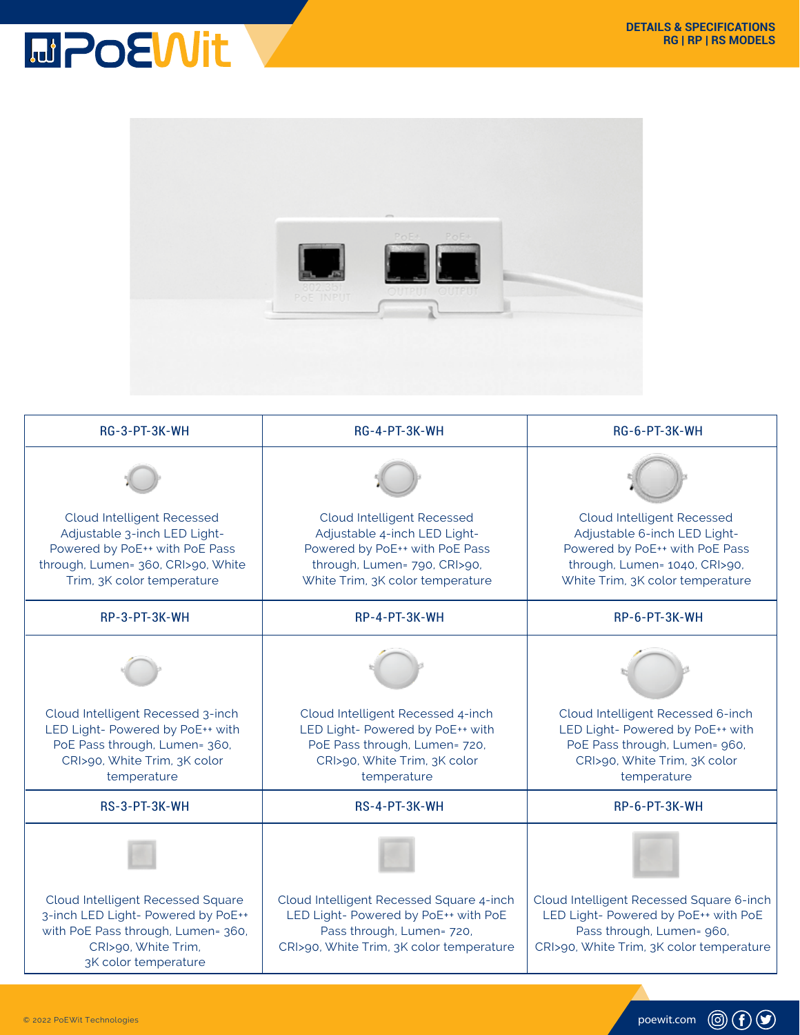**DETAILS & SPECIFICATIONS**
**RG | RP | RS MODELS**

| RG-3-PT-3K-WH | RG-4-PT-3K-WH | RG-6-PT-3K-WH |
|---|---|---|
| Cloud Intelligent Recessed Adjustable 3-inch LED Light- Powered by PoE++ with PoE Pass through, Lumen= 360, CRI>90, White Trim, 3K color temperature | Cloud Intelligent Recessed Adjustable 4-inch LED Light- Powered by PoE++ with PoE Pass through, Lumen= 790, CRI>90, White Trim, 3K color temperature | Cloud Intelligent Recessed Adjustable 6-inch LED Light- Powered by PoE++ with PoE Pass through, Lumen= 1040, CRI>90, White Trim, 3K color temperature |
| RP-3-PT-3K-WH | RP-4-PT-3K-WH | RP-6-PT-3K-WH |
| Cloud Intelligent Recessed 3-inch LED Light- Powered by PoE++ with PoE Pass through, Lumen= 360, CRI>90, White Trim, 3K color temperature | Cloud Intelligent Recessed 4-inch LED Light- Powered by PoE++ with PoE Pass through, Lumen= 720, CRI>90, White Trim, 3K color temperature | Cloud Intelligent Recessed 6-inch LED Light- Powered by PoE++ with PoE Pass through, Lumen= 960, CRI>90, White Trim, 3K color temperature |
| RS-3-PT-3K-WH | RS-4-PT-3K-WH | RP-6-PT-3K-WH |
| Cloud Intelligent Recessed Square 3-inch LED Light- Powered by PoE++ with PoE Pass through, Lumen= 360, CRI>90, White Trim, 3K color temperature | Cloud Intelligent Recessed Square 4-inch LED Light- Powered by PoE++ with PoE Pass through, Lumen= 720, CRI>90, White Trim, 3K color temperature | Cloud Intelligent Recessed Square 6-inch LED Light- Powered by PoE++ with PoE Pass through, Lumen= 960, CRI>90, White Trim, 3K color temperature |

© 2022 PoEWit Technologies

poewit.com